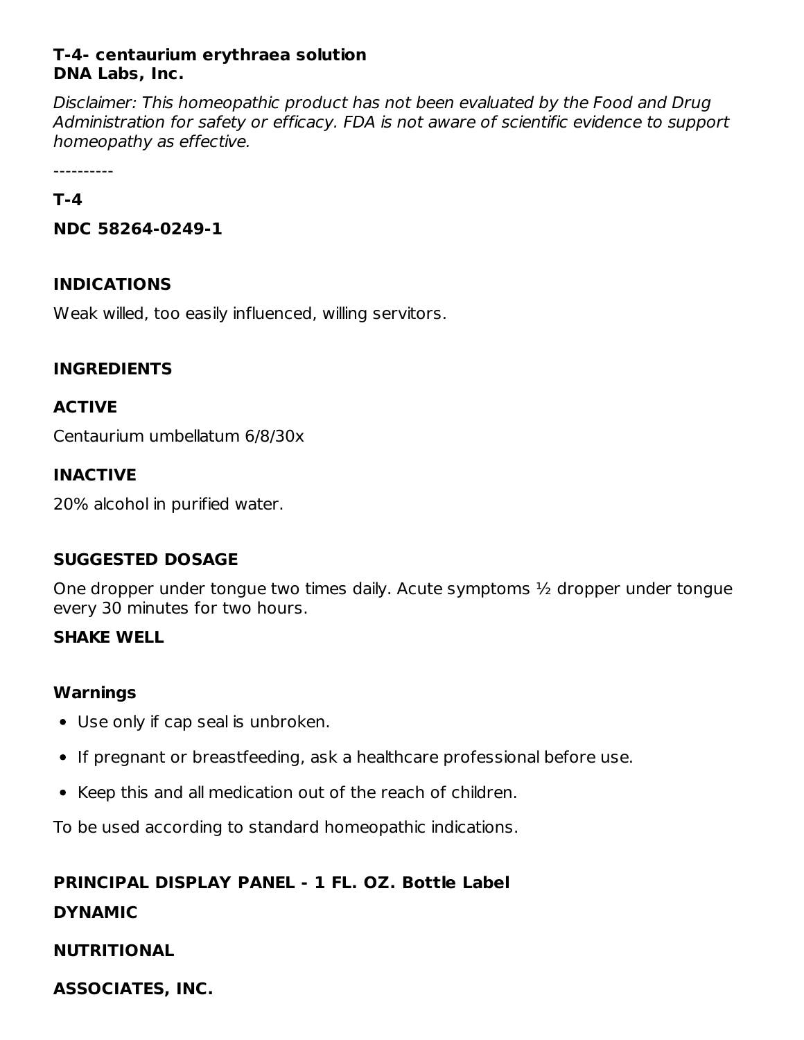**T-4- centaurium erythraea solution**
**DNA Labs, Inc.**

*Disclaimer: This homeopathic product has not been evaluated by the Food and Drug Administration for safety or efficacy. FDA is not aware of scientific evidence to support homeopathy as effective.*

----------

### T-4

**NDC 58264-0249-1**

### INDICATIONS

Weak willed, too easily influenced, willing servitors.

### INGREDIENTS

### ACTIVE

Centaurium umbellatum 6/8/30x

### INACTIVE

20% alcohol in purified water.

### SUGGESTED DOSAGE

One dropper under tongue two times daily. Acute symptoms ½ dropper under tongue every 30 minutes for two hours.

**SHAKE WELL**

### Warnings

- Use only if cap seal is unbroken.
- If pregnant or breastfeeding, ask a healthcare professional before use.
- Keep this and all medication out of the reach of children.

To be used according to standard homeopathic indications.

### PRINCIPAL DISPLAY PANEL - 1 FL. OZ. Bottle Label

**DYNAMIC**

**NUTRITIONAL**

**ASSOCIATES, INC.**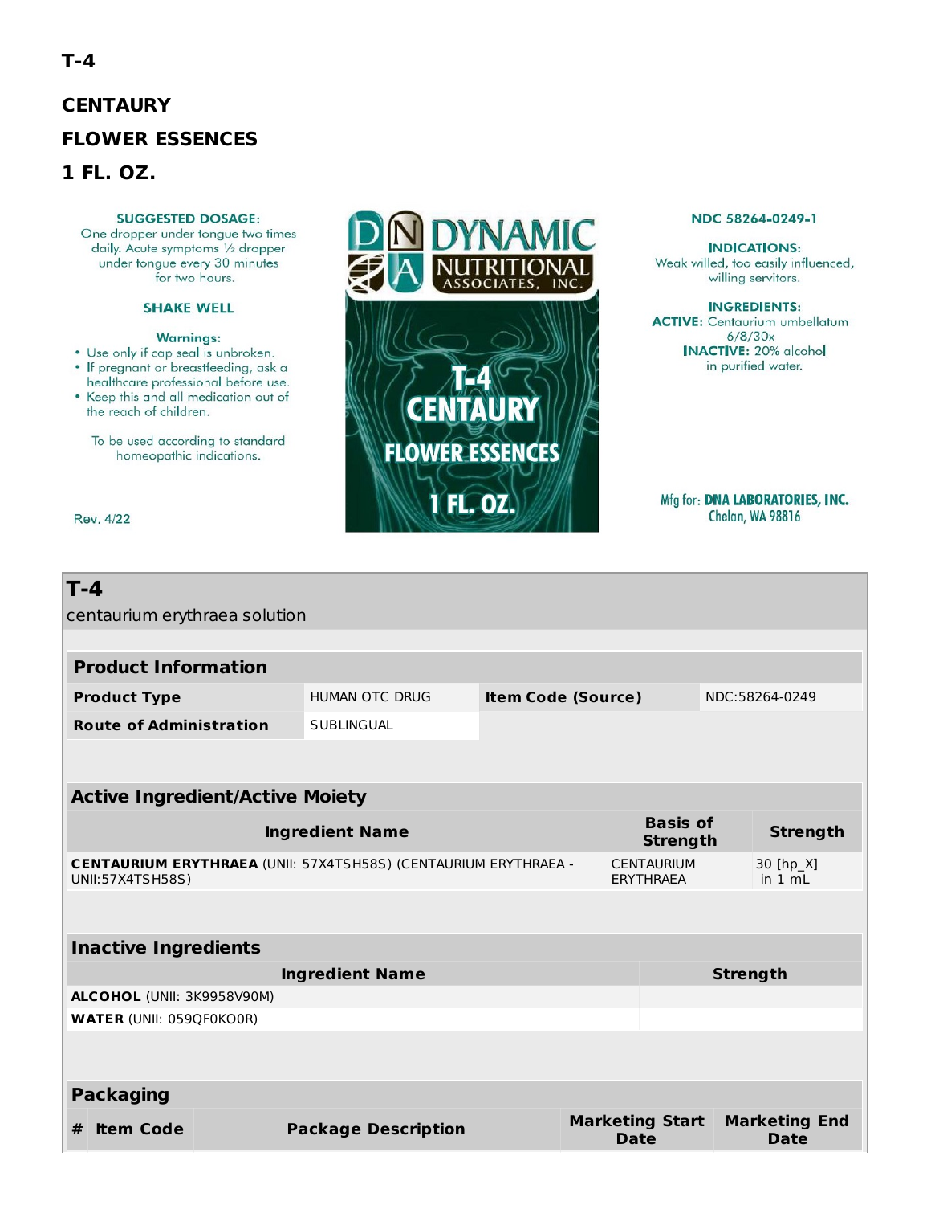**T-4**

**CENTAURY**

**FLOWER ESSENCES**

**1 FL. OZ.**

SUGGESTED DOSAGE:
One dropper under tongue two times daily. Acute symptoms ½ dropper under tongue every 30 minutes for two hours.

SHAKE WELL

Warnings:
- Use only if cap seal is unbroken.
- If pregnant or breastfeeding, ask a healthcare professional before use.
- Keep this and all medication out of the reach of children.

To be used according to standard homeopathic indications.

Rev. 4/22

DNA DYNAMIC NUTRITIONAL ASSOCIATES, INC.

T-4
CENTAURY
FLOWER ESSENCES
1 FL. OZ.

NDC 58264-0249-1

INDICATIONS:
Weak willed, too easily influenced, willing servitors.

INGREDIENTS:
ACTIVE: Centaurium umbellatum 6/8/30x
INACTIVE: 20% alcohol in purified water.

Mfg for: DNA LABORATORIES, INC.
Chelan, WA 98816

## T-4

centaurium erythraea solution

| Product Information | | | |
|---|---|---|---|
| **Product Type** | HUMAN OTC DRUG | **Item Code (Source)** | NDC:58264-0249 |
| **Route of Administration** | SUBLINGUAL | | |

| Active Ingredient/Active Moiety | | |
|---|---|---|
| **Ingredient Name** | **Basis of Strength** | **Strength** |
| **CENTAURIUM ERYTHRAEA** (UNII: 57X4TSH58S) (CENTAURIUM ERYTHRAEA - UNII:57X4TSH58S) | CENTAURIUM ERYTHRAEA | 30 [hp_X] in 1 mL |

| Inactive Ingredients | |
|---|---|
| **Ingredient Name** | **Strength** |
| **ALCOHOL** (UNII: 3K9958V90M) | |
| **WATER** (UNII: 059QF0KO0R) | |

| Packaging | | | | |
|---|---|---|---|---|
| **#** | **Item Code** | **Package Description** | **Marketing Start Date** | **Marketing End Date** |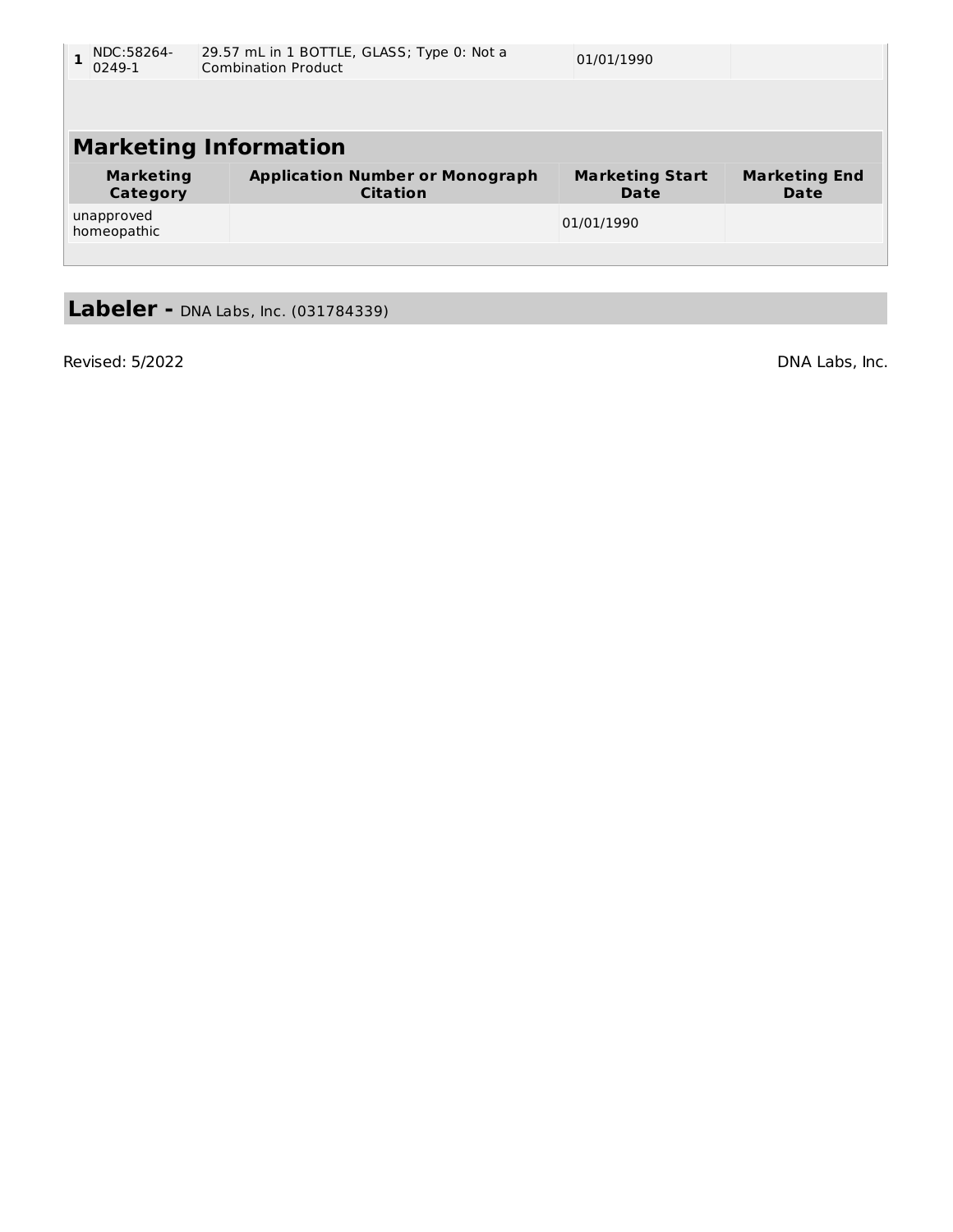| | | | | |
|---|---|---|---|---|
| 1 | NDC:58264-0249-1 | 29.57 mL in 1 BOTTLE, GLASS; Type 0: Not a Combination Product | 01/01/1990 | |

## Marketing Information

| Marketing Category | Application Number or Monograph Citation | Marketing Start Date | Marketing End Date |
|---|---|---|---|
| unapproved homeopathic | | 01/01/1990 | |

## Labeler - DNA Labs, Inc. (031784339)

Revised: 5/2022

DNA Labs, Inc.